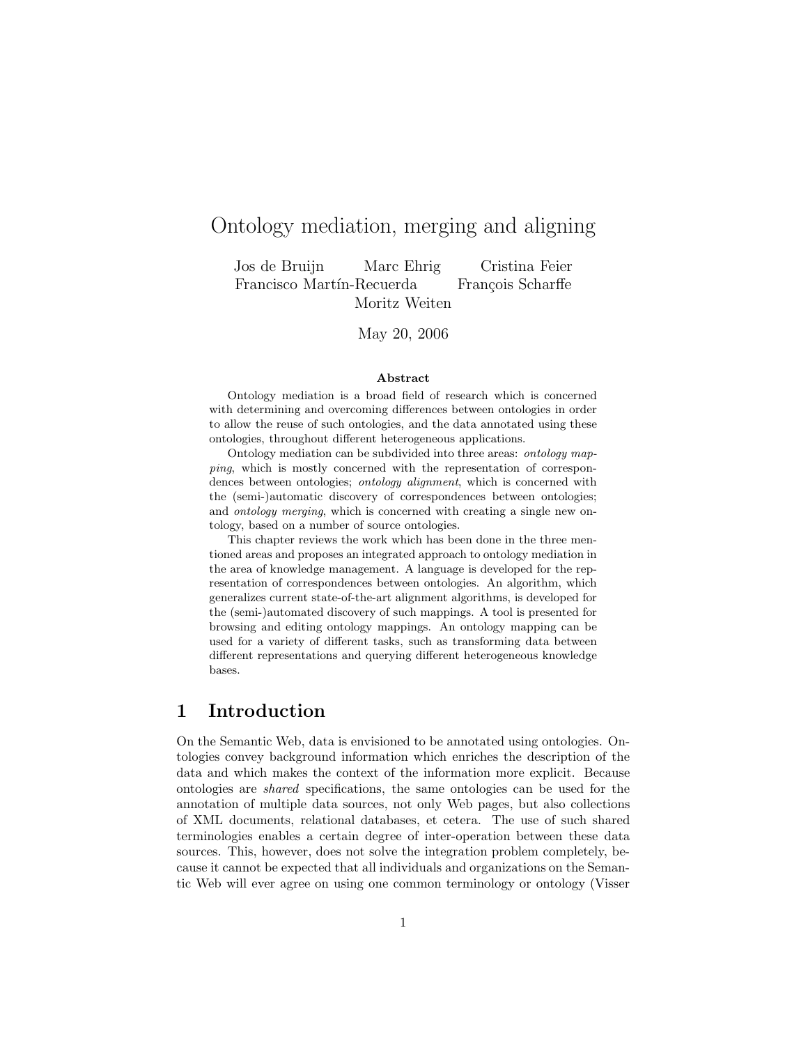# Ontology mediation, merging and aligning

Jos de Bruijn Marc Ehrig Cristina Feier
Francisco Martín-Recuerda François Scharffe
Moritz Weiten

May 20, 2006

**Abstract**

Ontology mediation is a broad field of research which is concerned with determining and overcoming differences between ontologies in order to allow the reuse of such ontologies, and the data annotated using these ontologies, throughout different heterogeneous applications.

Ontology mediation can be subdivided into three areas: *ontology mapping*, which is mostly concerned with the representation of correspondences between ontologies; *ontology alignment*, which is concerned with the (semi-)automatic discovery of correspondences between ontologies; and *ontology merging*, which is concerned with creating a single new ontology, based on a number of source ontologies.

This chapter reviews the work which has been done in the three mentioned areas and proposes an integrated approach to ontology mediation in the area of knowledge management. A language is developed for the representation of correspondences between ontologies. An algorithm, which generalizes current state-of-the-art alignment algorithms, is developed for the (semi-)automated discovery of such mappings. A tool is presented for browsing and editing ontology mappings. An ontology mapping can be used for a variety of different tasks, such as transforming data between different representations and querying different heterogeneous knowledge bases.

## 1 Introduction

On the Semantic Web, data is envisioned to be annotated using ontologies. Ontologies convey background information which enriches the description of the data and which makes the context of the information more explicit. Because ontologies are *shared* specifications, the same ontologies can be used for the annotation of multiple data sources, not only Web pages, but also collections of XML documents, relational databases, et cetera. The use of such shared terminologies enables a certain degree of inter-operation between these data sources. This, however, does not solve the integration problem completely, because it cannot be expected that all individuals and organizations on the Semantic Web will ever agree on using one common terminology or ontology (Visser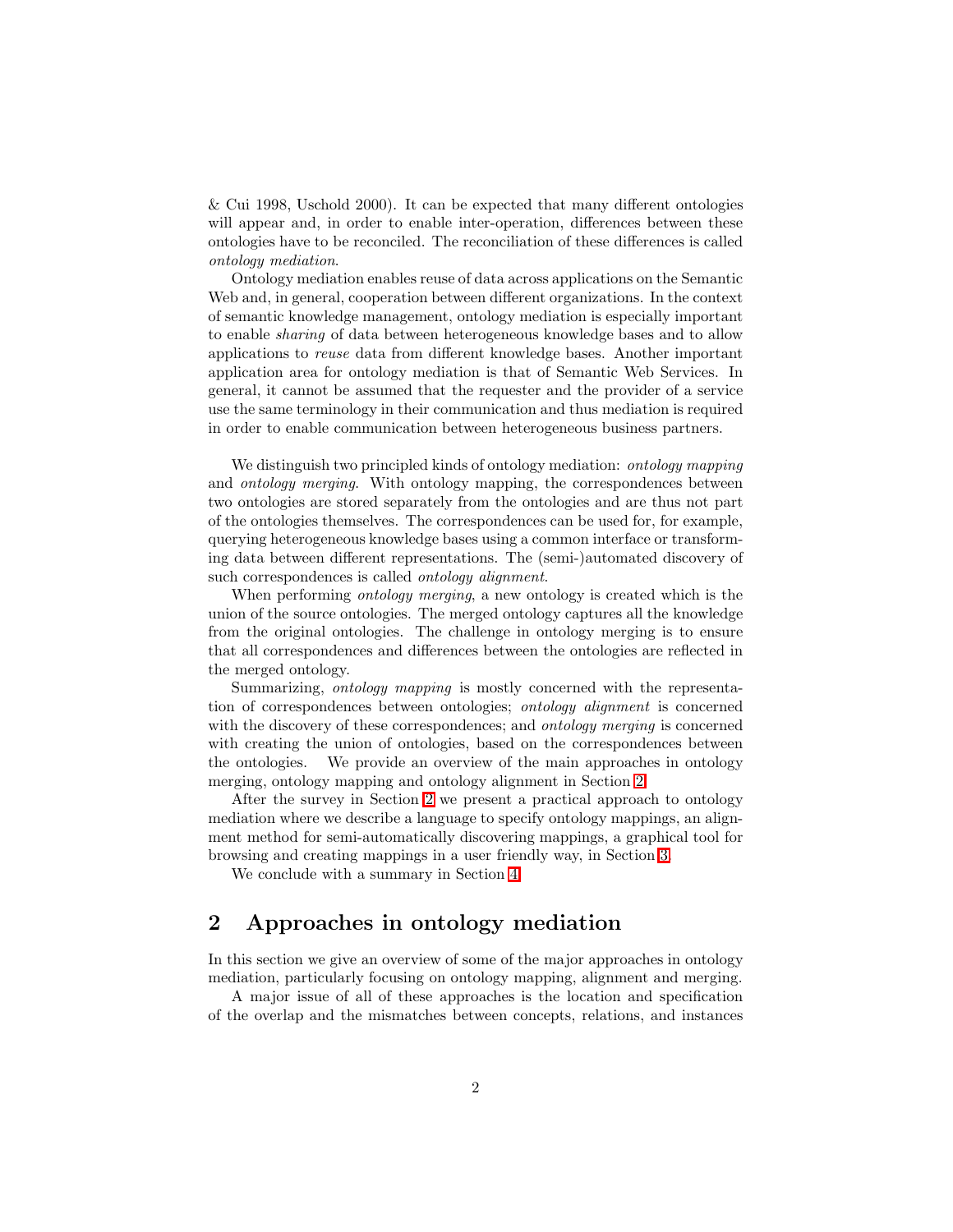& Cui 1998, Uschold 2000). It can be expected that many different ontologies will appear and, in order to enable inter-operation, differences between these ontologies have to be reconciled. The reconciliation of these differences is called *ontology mediation*.

Ontology mediation enables reuse of data across applications on the Semantic Web and, in general, cooperation between different organizations. In the context of semantic knowledge management, ontology mediation is especially important to enable *sharing* of data between heterogeneous knowledge bases and to allow applications to *reuse* data from different knowledge bases. Another important application area for ontology mediation is that of Semantic Web Services. In general, it cannot be assumed that the requester and the provider of a service use the same terminology in their communication and thus mediation is required in order to enable communication between heterogeneous business partners.

We distinguish two principled kinds of ontology mediation: *ontology mapping* and *ontology merging*. With ontology mapping, the correspondences between two ontologies are stored separately from the ontologies and are thus not part of the ontologies themselves. The correspondences can be used for, for example, querying heterogeneous knowledge bases using a common interface or transforming data between different representations. The (semi-)automated discovery of such correspondences is called *ontology alignment*.

When performing *ontology merging*, a new ontology is created which is the union of the source ontologies. The merged ontology captures all the knowledge from the original ontologies. The challenge in ontology merging is to ensure that all correspondences and differences between the ontologies are reflected in the merged ontology.

Summarizing, *ontology mapping* is mostly concerned with the representation of correspondences between ontologies; *ontology alignment* is concerned with the discovery of these correspondences; and *ontology merging* is concerned with creating the union of ontologies, based on the correspondences between the ontologies. We provide an overview of the main approaches in ontology merging, ontology mapping and ontology alignment in Section 2.

After the survey in Section 2 we present a practical approach to ontology mediation where we describe a language to specify ontology mappings, an alignment method for semi-automatically discovering mappings, a graphical tool for browsing and creating mappings in a user friendly way, in Section 3.

We conclude with a summary in Section 4.

## 2 Approaches in ontology mediation

In this section we give an overview of some of the major approaches in ontology mediation, particularly focusing on ontology mapping, alignment and merging.

A major issue of all of these approaches is the location and specification of the overlap and the mismatches between concepts, relations, and instances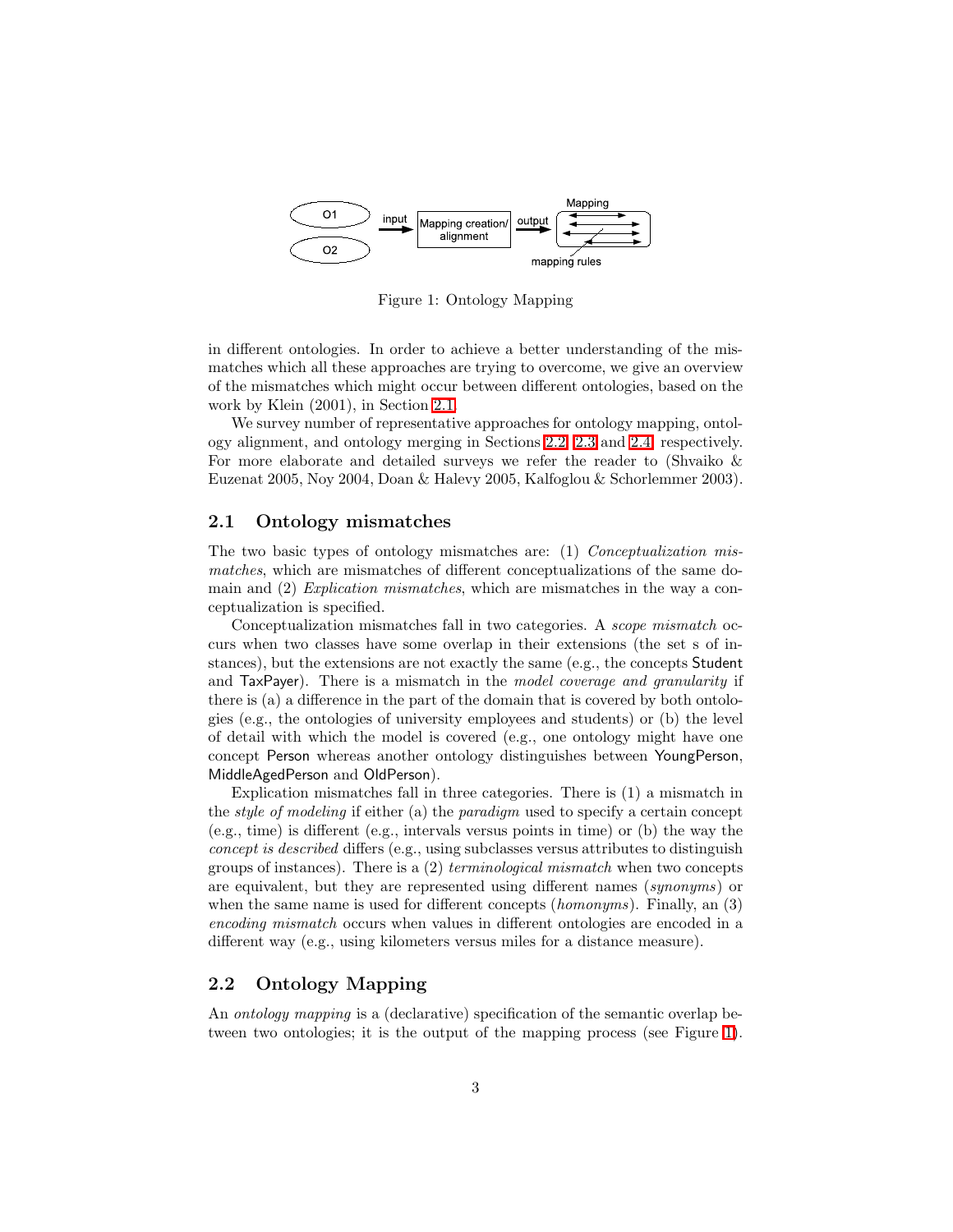Figure 1: Ontology Mapping

in different ontologies. In order to achieve a better understanding of the mismatches which all these approaches are trying to overcome, we give an overview of the mismatches which might occur between different ontologies, based on the work by Klein (2001), in Section 2.1.

We survey number of representative approaches for ontology mapping, ontology alignment, and ontology merging in Sections 2.2, 2.3 and 2.4, respectively. For more elaborate and detailed surveys we refer the reader to (Shvaiko & Euzenat 2005, Noy 2004, Doan & Halevy 2005, Kalfoglou & Schorlemmer 2003).

## 2.1 Ontology mismatches

The two basic types of ontology mismatches are: (1) *Conceptualization mismatches*, which are mismatches of different conceptualizations of the same domain and (2) *Explication mismatches*, which are mismatches in the way a conceptualization is specified.

Conceptualization mismatches fall in two categories. A *scope mismatch* occurs when two classes have some overlap in their extensions (the set s of instances), but the extensions are not exactly the same (e.g., the concepts Student and TaxPayer). There is a mismatch in the *model coverage and granularity* if there is (a) a difference in the part of the domain that is covered by both ontologies (e.g., the ontologies of university employees and students) or (b) the level of detail with which the model is covered (e.g., one ontology might have one concept Person whereas another ontology distinguishes between YoungPerson, MiddleAgedPerson and OldPerson).

Explication mismatches fall in three categories. There is (1) a mismatch in the *style of modeling* if either (a) the *paradigm* used to specify a certain concept (e.g., time) is different (e.g., intervals versus points in time) or (b) the way the *concept is described* differs (e.g., using subclasses versus attributes to distinguish groups of instances). There is a (2) *terminological mismatch* when two concepts are equivalent, but they are represented using different names (*synonyms*) or when the same name is used for different concepts (*homonyms*). Finally, an (3) *encoding mismatch* occurs when values in different ontologies are encoded in a different way (e.g., using kilometers versus miles for a distance measure).

## 2.2 Ontology Mapping

An *ontology mapping* is a (declarative) specification of the semantic overlap between two ontologies; it is the output of the mapping process (see Figure 1).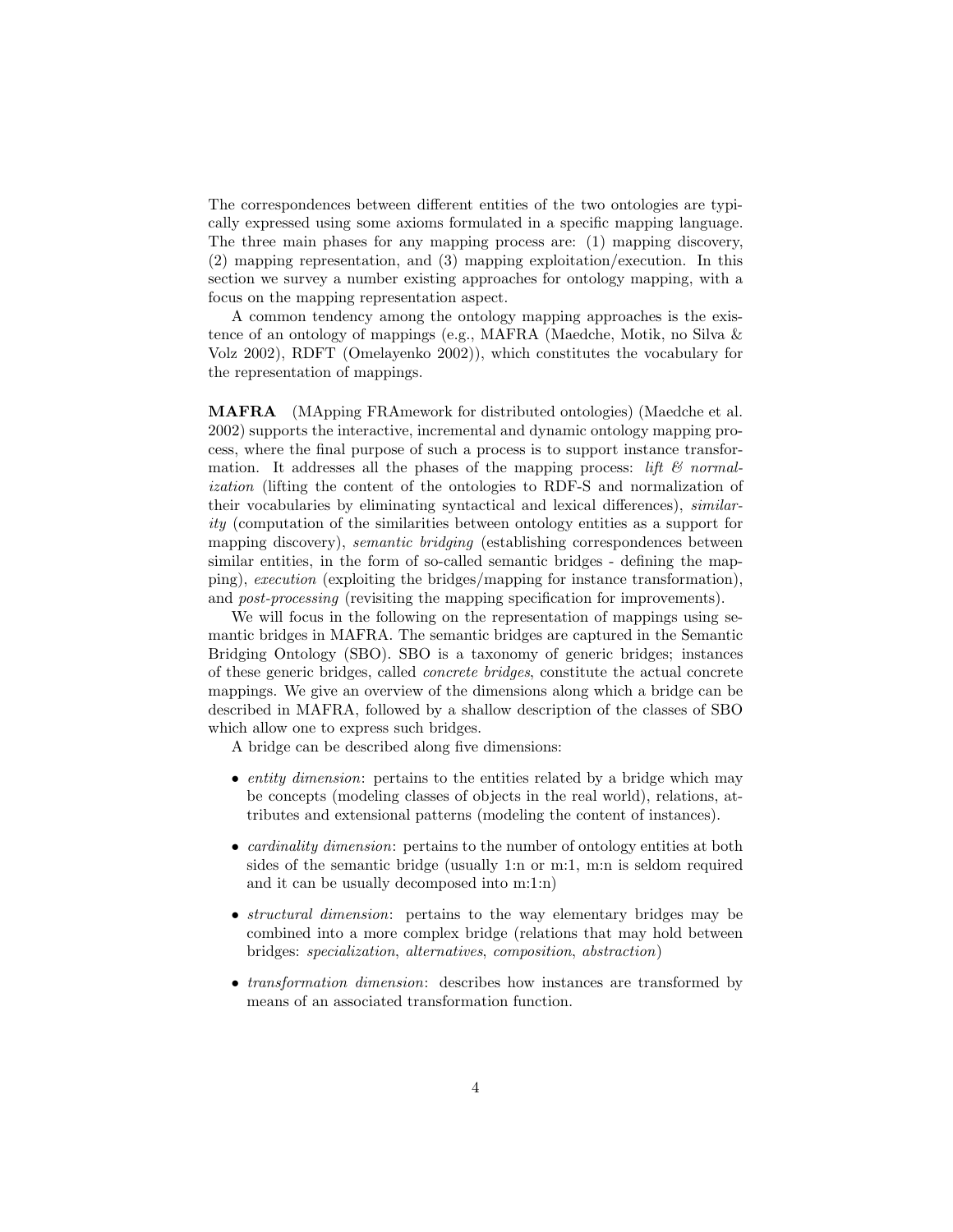The correspondences between different entities of the two ontologies are typically expressed using some axioms formulated in a specific mapping language. The three main phases for any mapping process are: (1) mapping discovery, (2) mapping representation, and (3) mapping exploitation/execution. In this section we survey a number existing approaches for ontology mapping, with a focus on the mapping representation aspect.

A common tendency among the ontology mapping approaches is the existence of an ontology of mappings (e.g., MAFRA (Maedche, Motik, no Silva & Volz 2002), RDFT (Omelayenko 2002)), which constitutes the vocabulary for the representation of mappings.

**MAFRA** (MApping FRAmework for distributed ontologies) (Maedche et al. 2002) supports the interactive, incremental and dynamic ontology mapping process, where the final purpose of such a process is to support instance transformation. It addresses all the phases of the mapping process: *lift & normalization* (lifting the content of the ontologies to RDF-S and normalization of their vocabularies by eliminating syntactical and lexical differences), *similarity* (computation of the similarities between ontology entities as a support for mapping discovery), *semantic bridging* (establishing correspondences between similar entities, in the form of so-called semantic bridges - defining the mapping), *execution* (exploiting the bridges/mapping for instance transformation), and *post-processing* (revisiting the mapping specification for improvements).

We will focus in the following on the representation of mappings using semantic bridges in MAFRA. The semantic bridges are captured in the Semantic Bridging Ontology (SBO). SBO is a taxonomy of generic bridges; instances of these generic bridges, called *concrete bridges*, constitute the actual concrete mappings. We give an overview of the dimensions along which a bridge can be described in MAFRA, followed by a shallow description of the classes of SBO which allow one to express such bridges.

A bridge can be described along five dimensions:

- *entity dimension*: pertains to the entities related by a bridge which may be concepts (modeling classes of objects in the real world), relations, attributes and extensional patterns (modeling the content of instances).
- *cardinality dimension*: pertains to the number of ontology entities at both sides of the semantic bridge (usually 1:n or m:1, m:n is seldom required and it can be usually decomposed into m:1:n)
- *structural dimension*: pertains to the way elementary bridges may be combined into a more complex bridge (relations that may hold between bridges: *specialization*, *alternatives*, *composition*, *abstraction*)
- *transformation dimension*: describes how instances are transformed by means of an associated transformation function.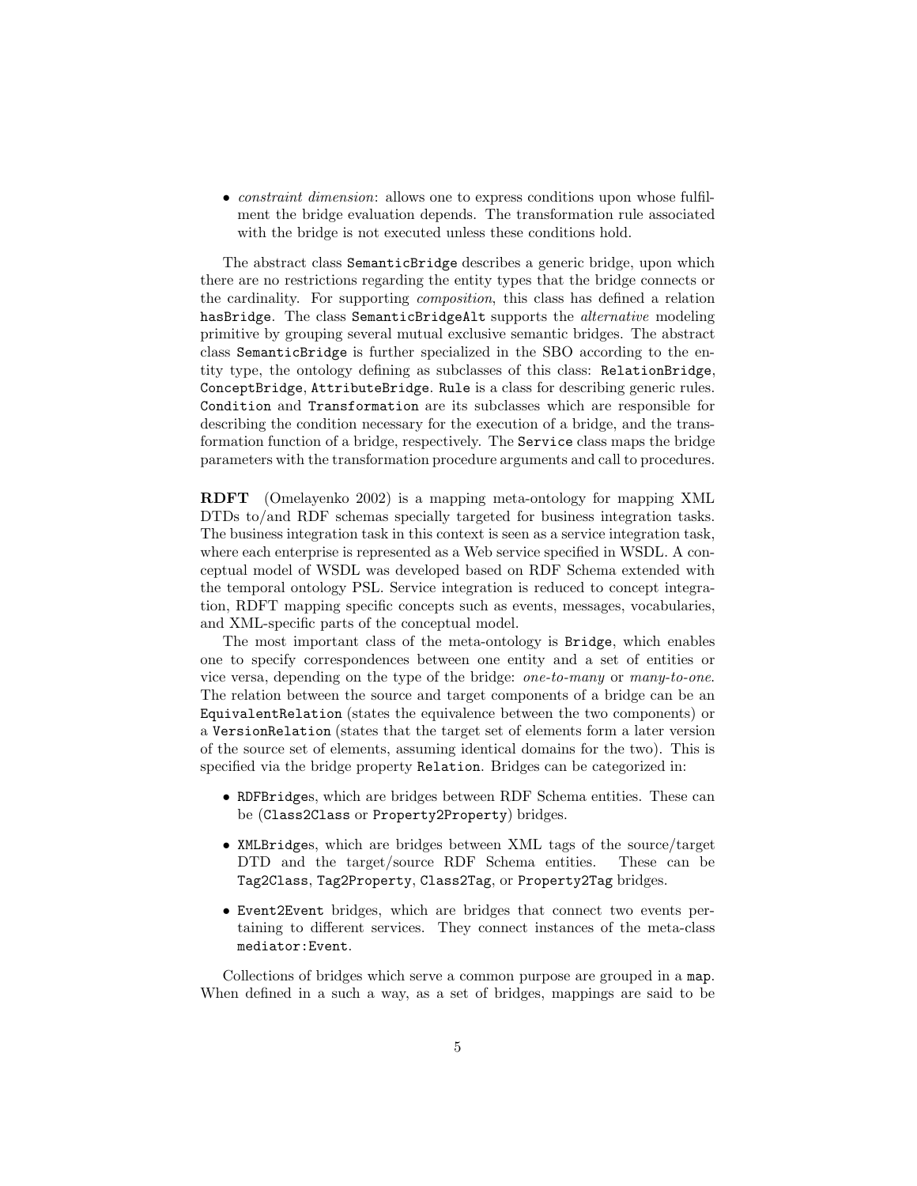- *constraint dimension*: allows one to express conditions upon whose fulfilment the bridge evaluation depends. The transformation rule associated with the bridge is not executed unless these conditions hold.

The abstract class `SemanticBridge` describes a generic bridge, upon which there are no restrictions regarding the entity types that the bridge connects or the cardinality. For supporting *composition*, this class has defined a relation `hasBridge`. The class `SemanticBridgeAlt` supports the *alternative* modeling primitive by grouping several mutual exclusive semantic bridges. The abstract class `SemanticBridge` is further specialized in the SBO according to the entity type, the ontology defining as subclasses of this class: `RelationBridge`, `ConceptBridge`, `AttributeBridge`. `Rule` is a class for describing generic rules. `Condition` and `Transformation` are its subclasses which are responsible for describing the condition necessary for the execution of a bridge, and the transformation function of a bridge, respectively. The `Service` class maps the bridge parameters with the transformation procedure arguments and call to procedures.

**RDFT** (Omelayenko 2002) is a mapping meta-ontology for mapping XML DTDs to/and RDF schemas specially targeted for business integration tasks. The business integration task in this context is seen as a service integration task, where each enterprise is represented as a Web service specified in WSDL. A conceptual model of WSDL was developed based on RDF Schema extended with the temporal ontology PSL. Service integration is reduced to concept integration, RDFT mapping specific concepts such as events, messages, vocabularies, and XML-specific parts of the conceptual model.

The most important class of the meta-ontology is `Bridge`, which enables one to specify correspondences between one entity and a set of entities or vice versa, depending on the type of the bridge: *one-to-many* or *many-to-one*. The relation between the source and target components of a bridge can be an `EquivalentRelation` (states the equivalence between the two components) or a `VersionRelation` (states that the target set of elements form a later version of the source set of elements, assuming identical domains for the two). This is specified via the bridge property `Relation`. Bridges can be categorized in:

- `RDFBridge`s, which are bridges between RDF Schema entities. These can be (`Class2Class` or `Property2Property`) bridges.
- `XMLBridge`s, which are bridges between XML tags of the source/target DTD and the target/source RDF Schema entities. These can be `Tag2Class`, `Tag2Property`, `Class2Tag`, or `Property2Tag` bridges.
- `Event2Event` bridges, which are bridges that connect two events pertaining to different services. They connect instances of the meta-class `mediator:Event`.

Collections of bridges which serve a common purpose are grouped in a `map`. When defined in a such a way, as a set of bridges, mappings are said to be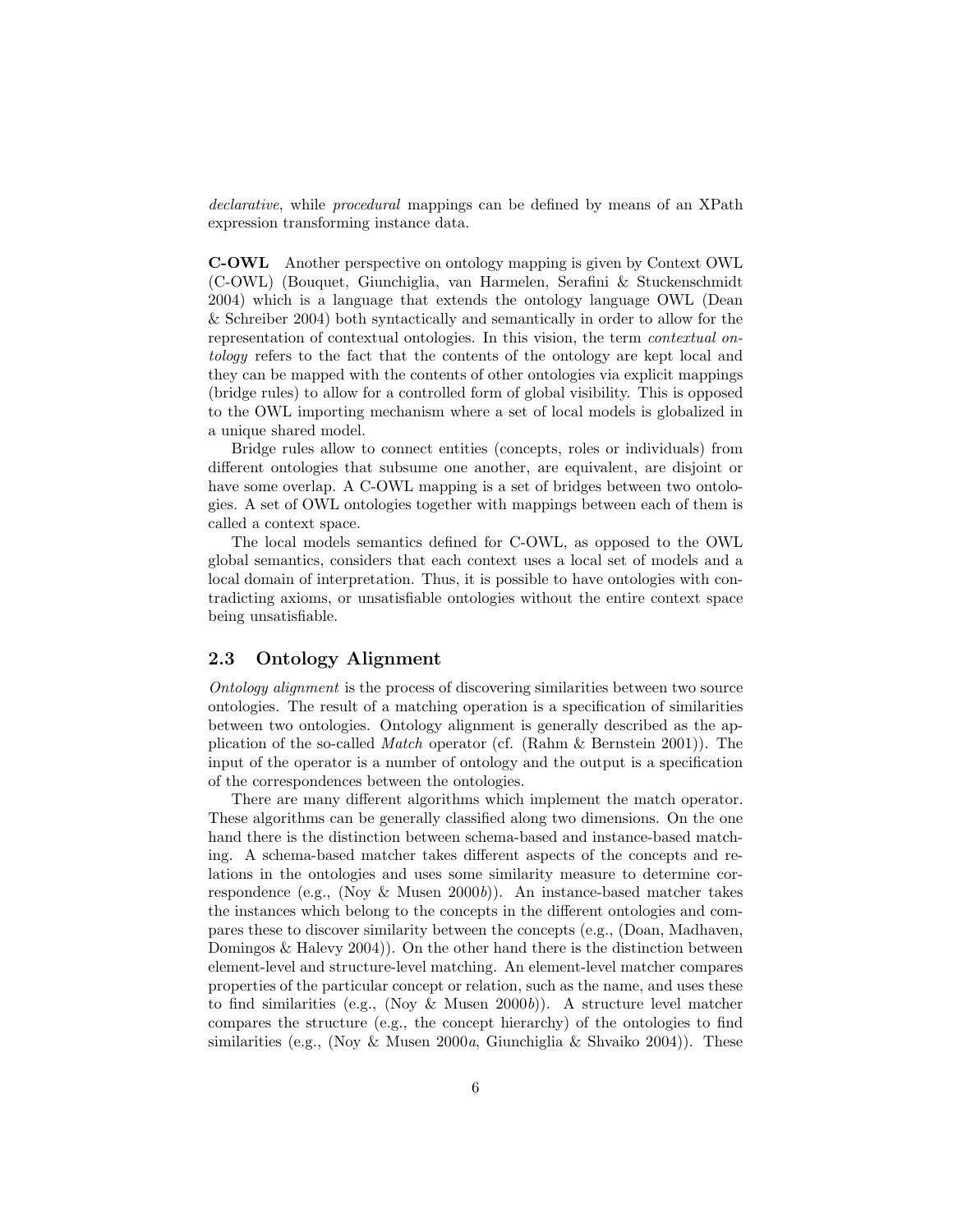*declarative*, while *procedural* mappings can be defined by means of an XPath expression transforming instance data.

**C-OWL** Another perspective on ontology mapping is given by Context OWL (C-OWL) (Bouquet, Giunchiglia, van Harmelen, Serafini & Stuckenschmidt 2004) which is a language that extends the ontology language OWL (Dean & Schreiber 2004) both syntactically and semantically in order to allow for the representation of contextual ontologies. In this vision, the term *contextual ontology* refers to the fact that the contents of the ontology are kept local and they can be mapped with the contents of other ontologies via explicit mappings (bridge rules) to allow for a controlled form of global visibility. This is opposed to the OWL importing mechanism where a set of local models is globalized in a unique shared model.

Bridge rules allow to connect entities (concepts, roles or individuals) from different ontologies that subsume one another, are equivalent, are disjoint or have some overlap. A C-OWL mapping is a set of bridges between two ontologies. A set of OWL ontologies together with mappings between each of them is called a context space.

The local models semantics defined for C-OWL, as opposed to the OWL global semantics, considers that each context uses a local set of models and a local domain of interpretation. Thus, it is possible to have ontologies with contradicting axioms, or unsatisfiable ontologies without the entire context space being unsatisfiable.

## 2.3 Ontology Alignment

*Ontology alignment* is the process of discovering similarities between two source ontologies. The result of a matching operation is a specification of similarities between two ontologies. Ontology alignment is generally described as the application of the so-called *Match* operator (cf. (Rahm & Bernstein 2001)). The input of the operator is a number of ontology and the output is a specification of the correspondences between the ontologies.

There are many different algorithms which implement the match operator. These algorithms can be generally classified along two dimensions. On the one hand there is the distinction between schema-based and instance-based matching. A schema-based matcher takes different aspects of the concepts and relations in the ontologies and uses some similarity measure to determine correspondence (e.g., (Noy & Musen 2000*b*)). An instance-based matcher takes the instances which belong to the concepts in the different ontologies and compares these to discover similarity between the concepts (e.g., (Doan, Madhaven, Domingos & Halevy 2004)). On the other hand there is the distinction between element-level and structure-level matching. An element-level matcher compares properties of the particular concept or relation, such as the name, and uses these to find similarities (e.g., (Noy & Musen 2000*b*)). A structure level matcher compares the structure (e.g., the concept hierarchy) of the ontologies to find similarities (e.g., (Noy & Musen 2000*a*, Giunchiglia & Shvaiko 2004)). These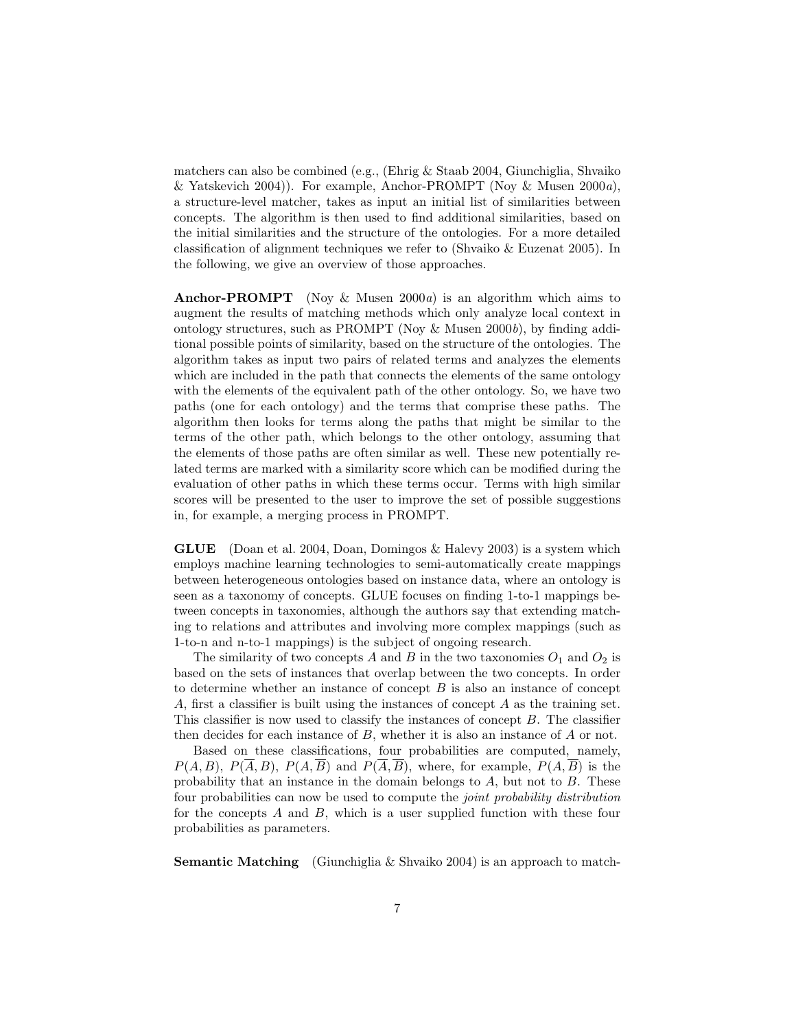matchers can also be combined (e.g., (Ehrig & Staab 2004, Giunchiglia, Shvaiko & Yatskevich 2004)). For example, Anchor-PROMPT (Noy & Musen 2000*a*), a structure-level matcher, takes as input an initial list of similarities between concepts. The algorithm is then used to find additional similarities, based on the initial similarities and the structure of the ontologies. For a more detailed classification of alignment techniques we refer to (Shvaiko & Euzenat 2005). In the following, we give an overview of those approaches.

**Anchor-PROMPT** (Noy & Musen 2000*a*) is an algorithm which aims to augment the results of matching methods which only analyze local context in ontology structures, such as PROMPT (Noy & Musen 2000*b*), by finding additional possible points of similarity, based on the structure of the ontologies. The algorithm takes as input two pairs of related terms and analyzes the elements which are included in the path that connects the elements of the same ontology with the elements of the equivalent path of the other ontology. So, we have two paths (one for each ontology) and the terms that comprise these paths. The algorithm then looks for terms along the paths that might be similar to the terms of the other path, which belongs to the other ontology, assuming that the elements of those paths are often similar as well. These new potentially related terms are marked with a similarity score which can be modified during the evaluation of other paths in which these terms occur. Terms with high similar scores will be presented to the user to improve the set of possible suggestions in, for example, a merging process in PROMPT.

**GLUE** (Doan et al. 2004, Doan, Domingos & Halevy 2003) is a system which employs machine learning technologies to semi-automatically create mappings between heterogeneous ontologies based on instance data, where an ontology is seen as a taxonomy of concepts. GLUE focuses on finding 1-to-1 mappings between concepts in taxonomies, although the authors say that extending matching to relations and attributes and involving more complex mappings (such as 1-to-n and n-to-1 mappings) is the subject of ongoing research.

The similarity of two concepts $A$ and $B$ in the two taxonomies $O_1$ and $O_2$ is based on the sets of instances that overlap between the two concepts. In order to determine whether an instance of concept $B$ is also an instance of concept $A$, first a classifier is built using the instances of concept $A$ as the training set. This classifier is now used to classify the instances of concept $B$. The classifier then decides for each instance of $B$, whether it is also an instance of $A$ or not.

Based on these classifications, four probabilities are computed, namely, $P(A, B)$, $P(\overline{A}, B)$, $P(A, \overline{B})$ and $P(\overline{A}, \overline{B})$, where, for example, $P(A, \overline{B})$ is the probability that an instance in the domain belongs to $A$, but not to $B$. These four probabilities can now be used to compute the *joint probability distribution* for the concepts $A$ and $B$, which is a user supplied function with these four probabilities as parameters.

**Semantic Matching** (Giunchiglia & Shvaiko 2004) is an approach to match-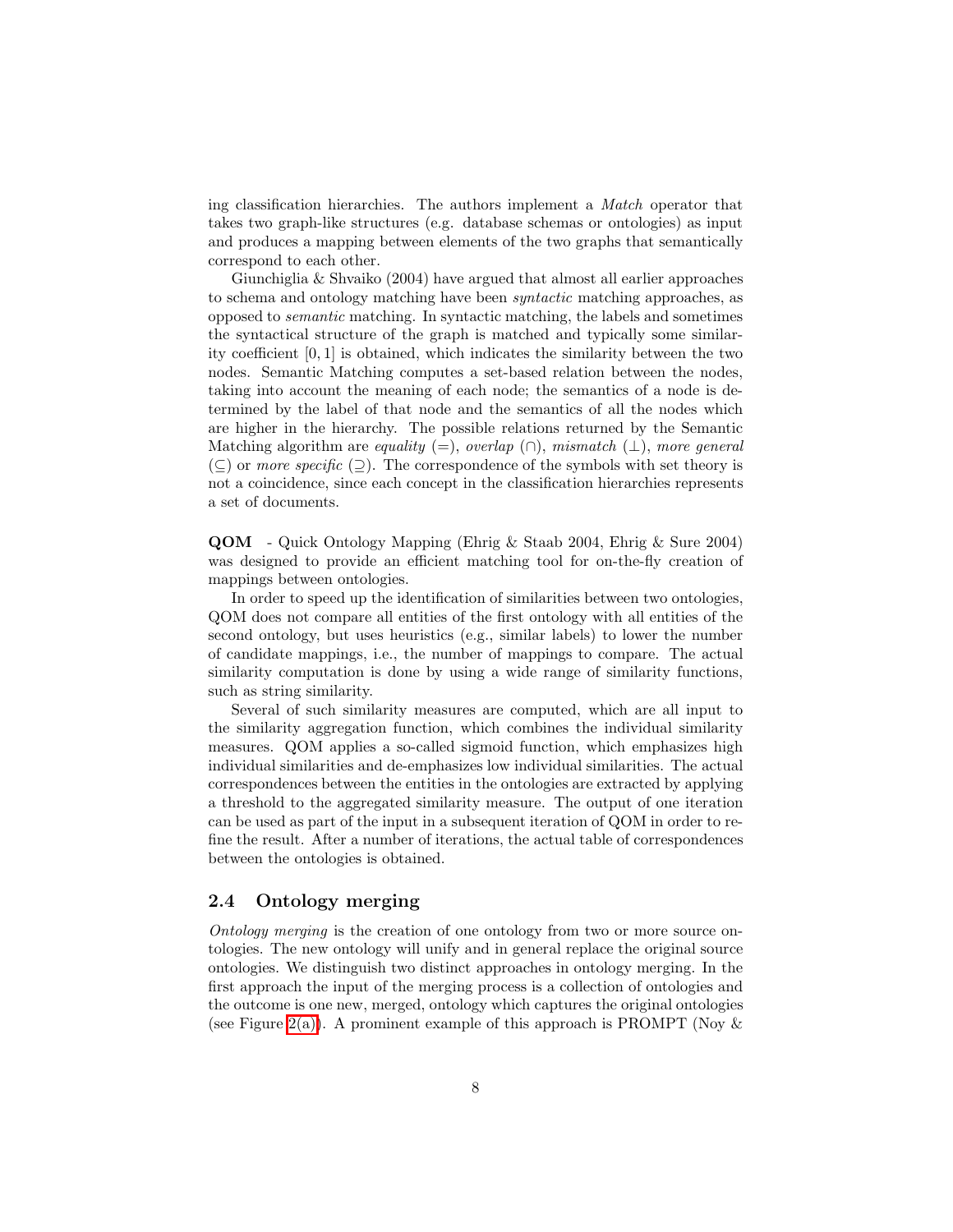ing classification hierarchies. The authors implement a *Match* operator that takes two graph-like structures (e.g. database schemas or ontologies) as input and produces a mapping between elements of the two graphs that semantically correspond to each other.

Giunchiglia & Shvaiko (2004) have argued that almost all earlier approaches to schema and ontology matching have been *syntactic* matching approaches, as opposed to *semantic* matching. In syntactic matching, the labels and sometimes the syntactical structure of the graph is matched and typically some similarity coefficient $[0, 1]$ is obtained, which indicates the similarity between the two nodes. Semantic Matching computes a set-based relation between the nodes, taking into account the meaning of each node; the semantics of a node is determined by the label of that node and the semantics of all the nodes which are higher in the hierarchy. The possible relations returned by the Semantic Matching algorithm are *equality* ($=$), *overlap* ($\cap$), *mismatch* ($\perp$), *more general* ($\subseteq$) or *more specific* ($\supseteq$). The correspondence of the symbols with set theory is not a coincidence, since each concept in the classification hierarchies represents a set of documents.

**QOM** - Quick Ontology Mapping (Ehrig & Staab 2004, Ehrig & Sure 2004) was designed to provide an efficient matching tool for on-the-fly creation of mappings between ontologies.

In order to speed up the identification of similarities between two ontologies, QOM does not compare all entities of the first ontology with all entities of the second ontology, but uses heuristics (e.g., similar labels) to lower the number of candidate mappings, i.e., the number of mappings to compare. The actual similarity computation is done by using a wide range of similarity functions, such as string similarity.

Several of such similarity measures are computed, which are all input to the similarity aggregation function, which combines the individual similarity measures. QOM applies a so-called sigmoid function, which emphasizes high individual similarities and de-emphasizes low individual similarities. The actual correspondences between the entities in the ontologies are extracted by applying a threshold to the aggregated similarity measure. The output of one iteration can be used as part of the input in a subsequent iteration of QOM in order to refine the result. After a number of iterations, the actual table of correspondences between the ontologies is obtained.

## 2.4 Ontology merging

*Ontology merging* is the creation of one ontology from two or more source ontologies. The new ontology will unify and in general replace the original source ontologies. We distinguish two distinct approaches in ontology merging. In the first approach the input of the merging process is a collection of ontologies and the outcome is one new, merged, ontology which captures the original ontologies (see Figure 2(a)). A prominent example of this approach is PROMPT (Noy &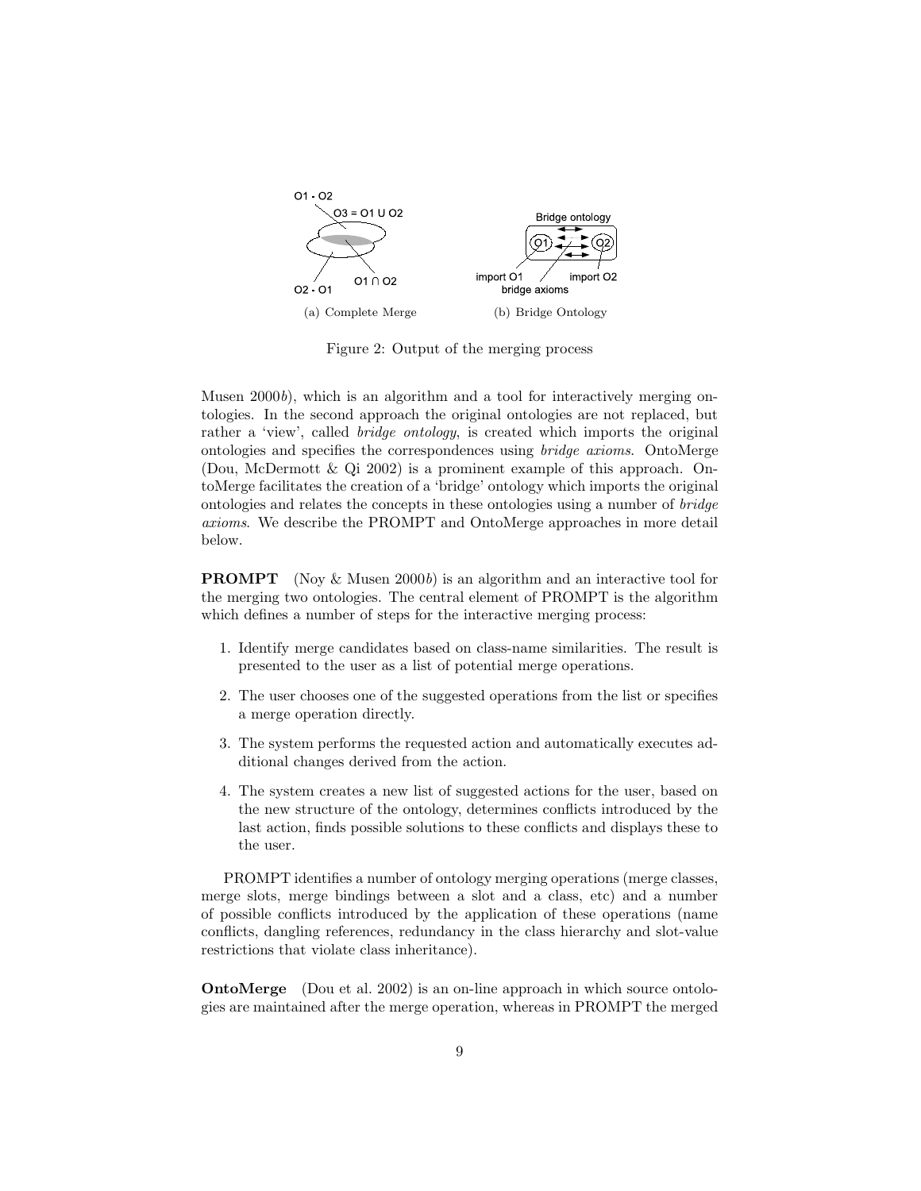(a) Complete Merge

(b) Bridge Ontology

Figure 2: Output of the merging process

Musen 2000*b*), which is an algorithm and a tool for interactively merging ontologies. In the second approach the original ontologies are not replaced, but rather a 'view', called *bridge ontology*, is created which imports the original ontologies and specifies the correspondences using *bridge axioms*. OntoMerge (Dou, McDermott & Qi 2002) is a prominent example of this approach. OntoMerge facilitates the creation of a 'bridge' ontology which imports the original ontologies and relates the concepts in these ontologies using a number of *bridge axioms*. We describe the PROMPT and OntoMerge approaches in more detail below.

**PROMPT** (Noy & Musen 2000*b*) is an algorithm and an interactive tool for the merging two ontologies. The central element of PROMPT is the algorithm which defines a number of steps for the interactive merging process:

1. Identify merge candidates based on class-name similarities. The result is presented to the user as a list of potential merge operations.

2. The user chooses one of the suggested operations from the list or specifies a merge operation directly.

3. The system performs the requested action and automatically executes additional changes derived from the action.

4. The system creates a new list of suggested actions for the user, based on the new structure of the ontology, determines conflicts introduced by the last action, finds possible solutions to these conflicts and displays these to the user.

PROMPT identifies a number of ontology merging operations (merge classes, merge slots, merge bindings between a slot and a class, etc) and a number of possible conflicts introduced by the application of these operations (name conflicts, dangling references, redundancy in the class hierarchy and slot-value restrictions that violate class inheritance).

**OntoMerge** (Dou et al. 2002) is an on-line approach in which source ontologies are maintained after the merge operation, whereas in PROMPT the merged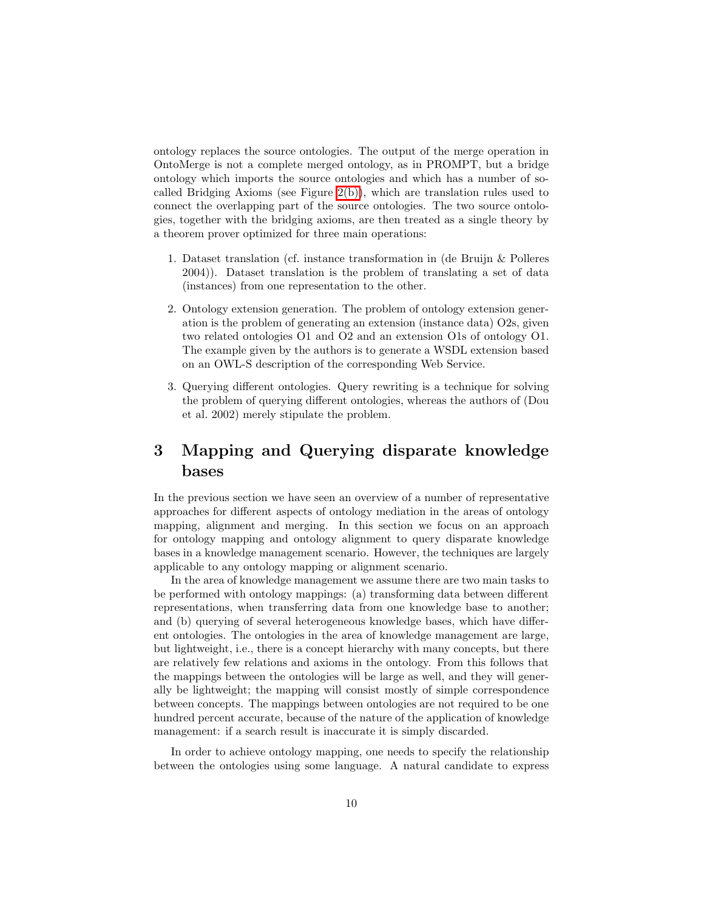ontology replaces the source ontologies. The output of the merge operation in OntoMerge is not a complete merged ontology, as in PROMPT, but a bridge ontology which imports the source ontologies and which has a number of so-called Bridging Axioms (see Figure 2(b)), which are translation rules used to connect the overlapping part of the source ontologies. The two source ontologies, together with the bridging axioms, are then treated as a single theory by a theorem prover optimized for three main operations:

1. Dataset translation (cf. instance transformation in (de Bruijn & Polleres 2004)). Dataset translation is the problem of translating a set of data (instances) from one representation to the other.
2. Ontology extension generation. The problem of ontology extension generation is the problem of generating an extension (instance data) O2s, given two related ontologies O1 and O2 and an extension O1s of ontology O1. The example given by the authors is to generate a WSDL extension based on an OWL-S description of the corresponding Web Service.
3. Querying different ontologies. Query rewriting is a technique for solving the problem of querying different ontologies, whereas the authors of (Dou et al. 2002) merely stipulate the problem.

# 3 Mapping and Querying disparate knowledge bases

In the previous section we have seen an overview of a number of representative approaches for different aspects of ontology mediation in the areas of ontology mapping, alignment and merging. In this section we focus on an approach for ontology mapping and ontology alignment to query disparate knowledge bases in a knowledge management scenario. However, the techniques are largely applicable to any ontology mapping or alignment scenario.

In the area of knowledge management we assume there are two main tasks to be performed with ontology mappings: (a) transforming data between different representations, when transferring data from one knowledge base to another; and (b) querying of several heterogeneous knowledge bases, which have different ontologies. The ontologies in the area of knowledge management are large, but lightweight, i.e., there is a concept hierarchy with many concepts, but there are relatively few relations and axioms in the ontology. From this follows that the mappings between the ontologies will be large as well, and they will generally be lightweight; the mapping will consist mostly of simple correspondence between concepts. The mappings between ontologies are not required to be one hundred percent accurate, because of the nature of the application of knowledge management: if a search result is inaccurate it is simply discarded.

In order to achieve ontology mapping, one needs to specify the relationship between the ontologies using some language. A natural candidate to express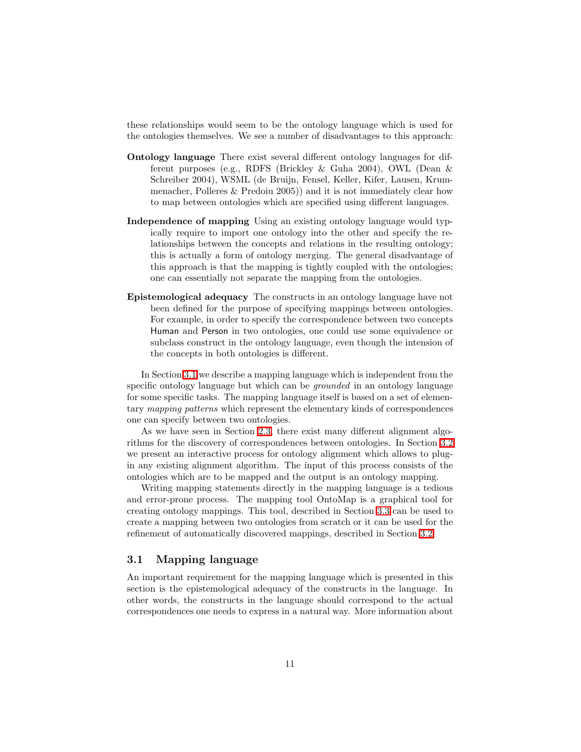these relationships would seem to be the ontology language which is used for the ontologies themselves. We see a number of disadvantages to this approach:

**Ontology language** There exist several different ontology languages for different purposes (e.g., RDFS (Brickley & Guha 2004), OWL (Dean & Schreiber 2004), WSML (de Bruijn, Fensel, Keller, Kifer, Lausen, Krummenacher, Polleres & Predoiu 2005)) and it is not immediately clear how to map between ontologies which are specified using different languages.

**Independence of mapping** Using an existing ontology language would typically require to import one ontology into the other and specify the relationships between the concepts and relations in the resulting ontology; this is actually a form of ontology merging. The general disadvantage of this approach is that the mapping is tightly coupled with the ontologies; one can essentially not separate the mapping from the ontologies.

**Epistemological adequacy** The constructs in an ontology language have not been defined for the purpose of specifying mappings between ontologies. For example, in order to specify the correspondence between two concepts Human and Person in two ontologies, one could use some equivalence or subclass construct in the ontology language, even though the intension of the concepts in both ontologies is different.

In Section 3.1 we describe a mapping language which is independent from the specific ontology language but which can be *grounded* in an ontology language for some specific tasks. The mapping language itself is based on a set of elementary *mapping patterns* which represent the elementary kinds of correspondences one can specify between two ontologies.

As we have seen in Section 2.3, there exist many different alignment algorithms for the discovery of correspondences between ontologies. In Section 3.2 we present an interactive process for ontology alignment which allows to plug-in any existing alignment algorithm. The input of this process consists of the ontologies which are to be mapped and the output is an ontology mapping.

Writing mapping statements directly in the mapping language is a tedious and error-prone process. The mapping tool OntoMap is a graphical tool for creating ontology mappings. This tool, described in Section 3.3 can be used to create a mapping between two ontologies from scratch or it can be used for the refinement of automatically discovered mappings, described in Section 3.2.

## 3.1 Mapping language

An important requirement for the mapping language which is presented in this section is the epistemological adequacy of the constructs in the language. In other words, the constructs in the language should correspond to the actual correspondences one needs to express in a natural way. More information about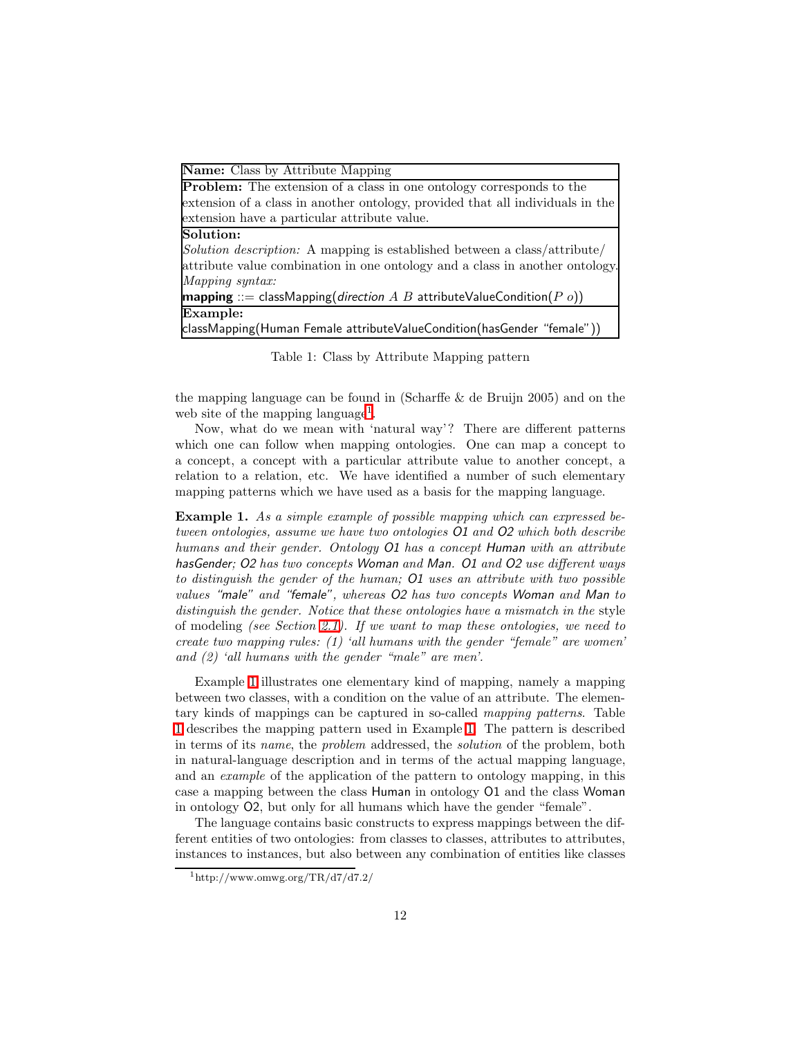| **Name:** Class by Attribute Mapping |
| --- |
| **Problem:** The extension of a class in one ontology corresponds to the extension of a class in another ontology, provided that all individuals in the extension have a particular attribute value. |
| **Solution:** *Solution description:* A mapping is established between a class/attribute/ attribute value combination in one ontology and a class in another ontology. *Mapping syntax:* **mapping** ::= classMapping(*direction* $A$ $B$ attributeValueCondition($P$ $o$)) |
| **Example:** classMapping(Human Female attributeValueCondition(hasGender "female")) |

Table 1: Class by Attribute Mapping pattern

the mapping language can be found in (Scharffe & de Bruijn 2005) and on the web site of the mapping language[1].

Now, what do we mean with 'natural way'? There are different patterns which one can follow when mapping ontologies. One can map a concept to a concept, a concept with a particular attribute value to another concept, a relation to a relation, etc. We have identified a number of such elementary mapping patterns which we have used as a basis for the mapping language.

**Example 1.** *As a simple example of possible mapping which can expressed between ontologies, assume we have two ontologies O1 and O2 which both describe humans and their gender. Ontology O1 has a concept Human with an attribute hasGender; O2 has two concepts Woman and Man. O1 and O2 use different ways to distinguish the gender of the human; O1 uses an attribute with two possible values "male" and "female", whereas O2 has two concepts Woman and Man to distinguish the gender. Notice that these ontologies have a mismatch in the* style of modeling *(see Section 2.1). If we want to map these ontologies, we need to create two mapping rules: (1) 'all humans with the gender "female" are women' and (2) 'all humans with the gender "male" are men'.*

Example 1 illustrates one elementary kind of mapping, namely a mapping between two classes, with a condition on the value of an attribute. The elementary kinds of mappings can be captured in so-called *mapping patterns*. Table 1 describes the mapping pattern used in Example 1. The pattern is described in terms of its *name*, the *problem* addressed, the *solution* of the problem, both in natural-language description and in terms of the actual mapping language, and an *example* of the application of the pattern to ontology mapping, in this case a mapping between the class Human in ontology O1 and the class Woman in ontology O2, but only for all humans which have the gender "female".

The language contains basic constructs to express mappings between the different entities of two ontologies: from classes to classes, attributes to attributes, instances to instances, but also between any combination of entities like classes

[1] http://www.omwg.org/TR/d7/d7.2/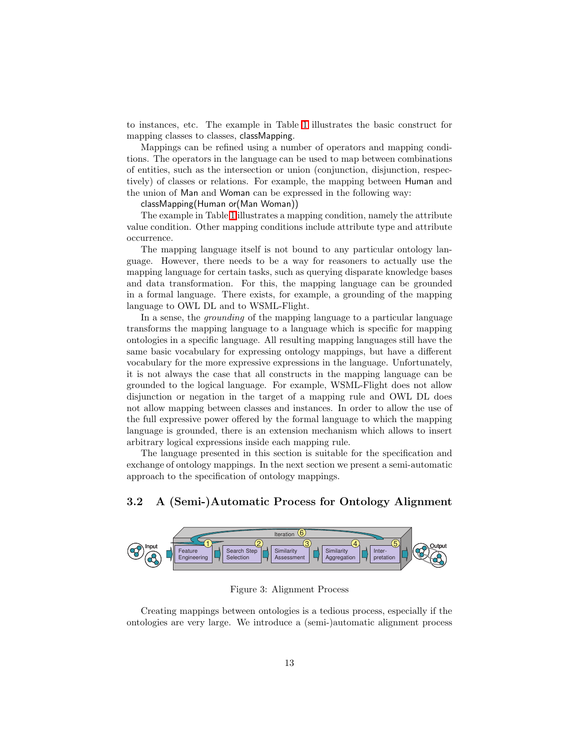to instances, etc. The example in Table 1 illustrates the basic construct for mapping classes to classes, classMapping.

Mappings can be refined using a number of operators and mapping conditions. The operators in the language can be used to map between combinations of entities, such as the intersection or union (conjunction, disjunction, respectively) of classes or relations. For example, the mapping between Human and the union of Man and Woman can be expressed in the following way:

classMapping(Human or(Man Woman))

The example in Table 1 illustrates a mapping condition, namely the attribute value condition. Other mapping conditions include attribute type and attribute occurrence.

The mapping language itself is not bound to any particular ontology language. However, there needs to be a way for reasoners to actually use the mapping language for certain tasks, such as querying disparate knowledge bases and data transformation. For this, the mapping language can be grounded in a formal language. There exists, for example, a grounding of the mapping language to OWL DL and to WSML-Flight.

In a sense, the *grounding* of the mapping language to a particular language transforms the mapping language to a language which is specific for mapping ontologies in a specific language. All resulting mapping languages still have the same basic vocabulary for expressing ontology mappings, but have a different vocabulary for the more expressive expressions in the language. Unfortunately, it is not always the case that all constructs in the mapping language can be grounded to the logical language. For example, WSML-Flight does not allow disjunction or negation in the target of a mapping rule and OWL DL does not allow mapping between classes and instances. In order to allow the use of the full expressive power offered by the formal language to which the mapping language is grounded, there is an extension mechanism which allows to insert arbitrary logical expressions inside each mapping rule.

The language presented in this section is suitable for the specification and exchange of ontology mappings. In the next section we present a semi-automatic approach to the specification of ontology mappings.

### 3.2 A (Semi-)Automatic Process for Ontology Alignment

Figure 3: Alignment Process

Creating mappings between ontologies is a tedious process, especially if the ontologies are very large. We introduce a (semi-)automatic alignment process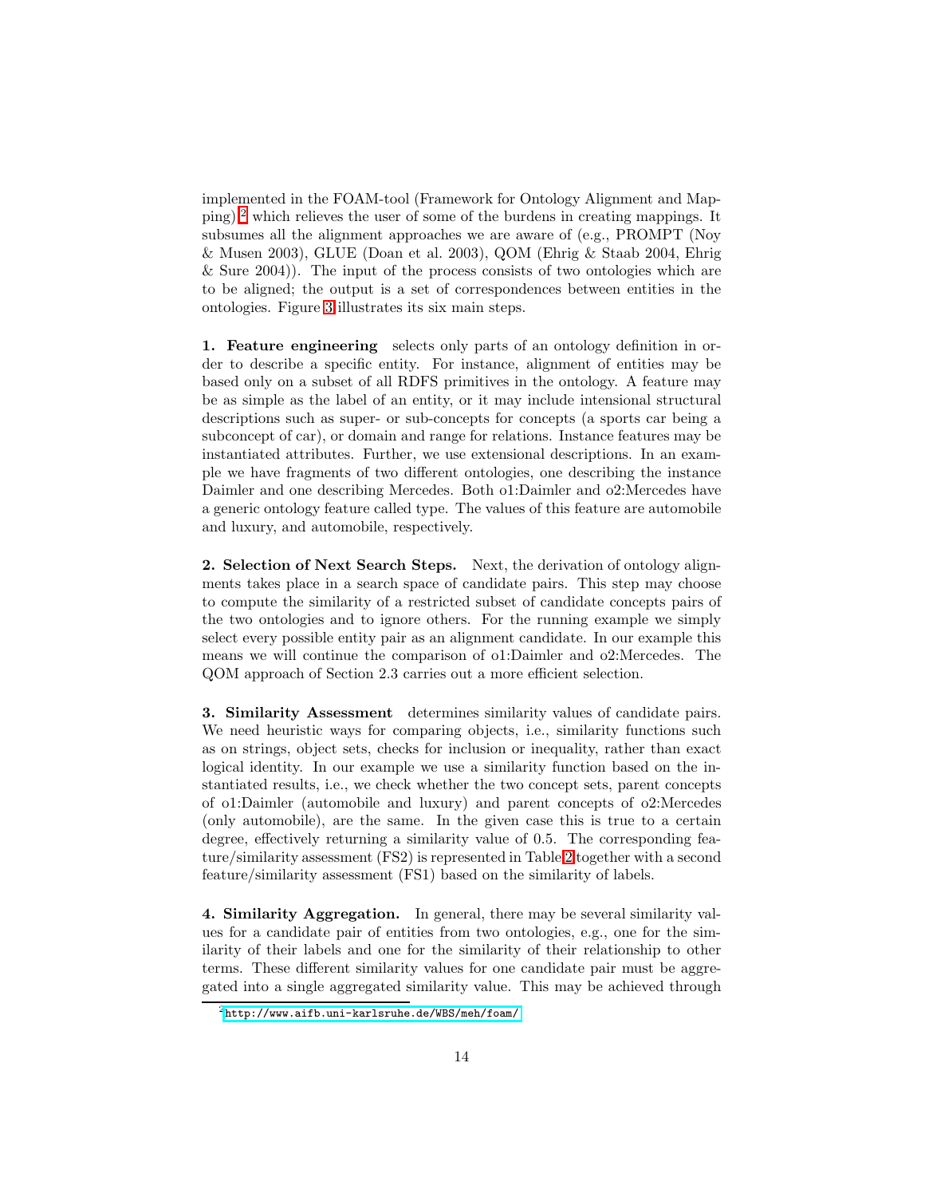implemented in the FOAM-tool (Framework for Ontology Alignment and Mapping)[2] which relieves the user of some of the burdens in creating mappings. It subsumes all the alignment approaches we are aware of (e.g., PROMPT (Noy & Musen 2003), GLUE (Doan et al. 2003), QOM (Ehrig & Staab 2004, Ehrig & Sure 2004)). The input of the process consists of two ontologies which are to be aligned; the output is a set of correspondences between entities in the ontologies. Figure 3 illustrates its six main steps.

**1. Feature engineering** selects only parts of an ontology definition in order to describe a specific entity. For instance, alignment of entities may be based only on a subset of all RDFS primitives in the ontology. A feature may be as simple as the label of an entity, or it may include intensional structural descriptions such as super- or sub-concepts for concepts (a sports car being a subconcept of car), or domain and range for relations. Instance features may be instantiated attributes. Further, we use extensional descriptions. In an example we have fragments of two different ontologies, one describing the instance Daimler and one describing Mercedes. Both o1:Daimler and o2:Mercedes have a generic ontology feature called type. The values of this feature are automobile and luxury, and automobile, respectively.

**2. Selection of Next Search Steps.** Next, the derivation of ontology alignments takes place in a search space of candidate pairs. This step may choose to compute the similarity of a restricted subset of candidate concepts pairs of the two ontologies and to ignore others. For the running example we simply select every possible entity pair as an alignment candidate. In our example this means we will continue the comparison of o1:Daimler and o2:Mercedes. The QOM approach of Section 2.3 carries out a more efficient selection.

**3. Similarity Assessment** determines similarity values of candidate pairs. We need heuristic ways for comparing objects, i.e., similarity functions such as on strings, object sets, checks for inclusion or inequality, rather than exact logical identity. In our example we use a similarity function based on the instantiated results, i.e., we check whether the two concept sets, parent concepts of o1:Daimler (automobile and luxury) and parent concepts of o2:Mercedes (only automobile), are the same. In the given case this is true to a certain degree, effectively returning a similarity value of 0.5. The corresponding feature/similarity assessment (FS2) is represented in Table 2 together with a second feature/similarity assessment (FS1) based on the similarity of labels.

**4. Similarity Aggregation.** In general, there may be several similarity values for a candidate pair of entities from two ontologies, e.g., one for the similarity of their labels and one for the similarity of their relationship to other terms. These different similarity values for one candidate pair must be aggregated into a single aggregated similarity value. This may be achieved through

[2] http://www.aifb.uni-karlsruhe.de/WBS/meh/foam/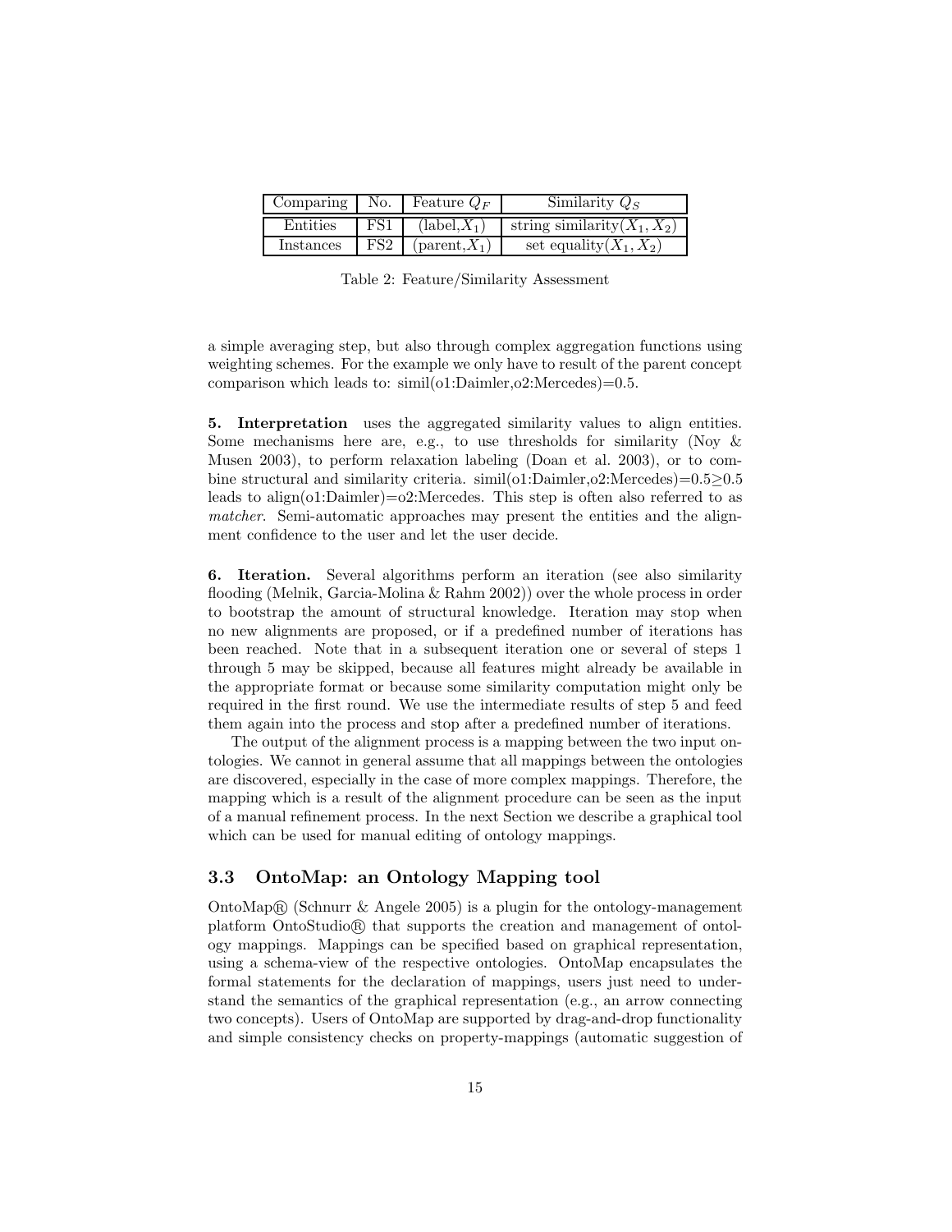| Comparing | No. | Feature $Q_F$ | Similarity $Q_S$ |
|---|---|---|---|
| Entities | FS1 | (label,$X_1$) | string similarity($X_1, X_2$) |
| Instances | FS2 | (parent,$X_1$) | set equality($X_1, X_2$) |

Table 2: Feature/Similarity Assessment

a simple averaging step, but also through complex aggregation functions using weighting schemes. For the example we only have to result of the parent concept comparison which leads to: simil(o1:Daimler,o2:Mercedes)=0.5.

**5. Interpretation** uses the aggregated similarity values to align entities. Some mechanisms here are, e.g., to use thresholds for similarity (Noy & Musen 2003), to perform relaxation labeling (Doan et al. 2003), or to combine structural and similarity criteria. simil(o1:Daimler,o2:Mercedes)=0.5≥0.5 leads to align(o1:Daimler)=o2:Mercedes. This step is often also referred to as *matcher*. Semi-automatic approaches may present the entities and the alignment confidence to the user and let the user decide.

**6. Iteration.** Several algorithms perform an iteration (see also similarity flooding (Melnik, Garcia-Molina & Rahm 2002)) over the whole process in order to bootstrap the amount of structural knowledge. Iteration may stop when no new alignments are proposed, or if a predefined number of iterations has been reached. Note that in a subsequent iteration one or several of steps 1 through 5 may be skipped, because all features might already be available in the appropriate format or because some similarity computation might only be required in the first round. We use the intermediate results of step 5 and feed them again into the process and stop after a predefined number of iterations.

The output of the alignment process is a mapping between the two input ontologies. We cannot in general assume that all mappings between the ontologies are discovered, especially in the case of more complex mappings. Therefore, the mapping which is a result of the alignment procedure can be seen as the input of a manual refinement process. In the next Section we describe a graphical tool which can be used for manual editing of ontology mappings.

### 3.3 OntoMap: an Ontology Mapping tool

OntoMap® (Schnurr & Angele 2005) is a plugin for the ontology-management platform OntoStudio® that supports the creation and management of ontology mappings. Mappings can be specified based on graphical representation, using a schema-view of the respective ontologies. OntoMap encapsulates the formal statements for the declaration of mappings, users just need to understand the semantics of the graphical representation (e.g., an arrow connecting two concepts). Users of OntoMap are supported by drag-and-drop functionality and simple consistency checks on property-mappings (automatic suggestion of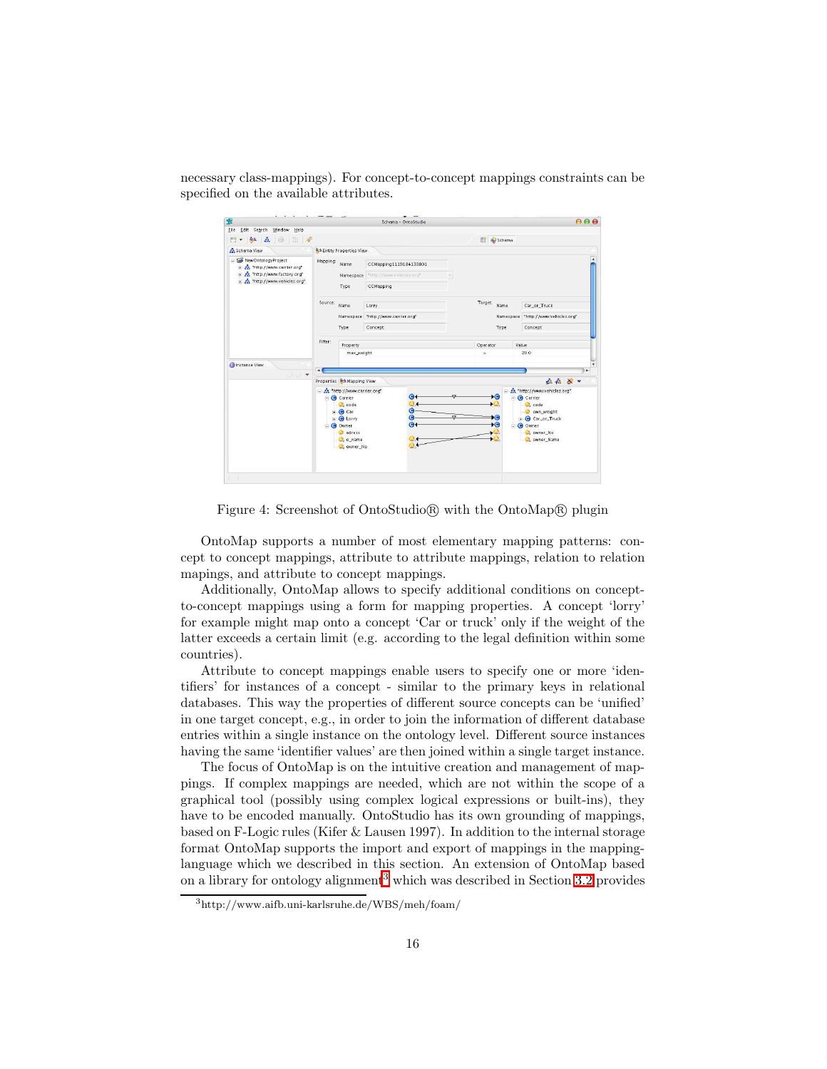necessary class-mappings). For concept-to-concept mappings constraints can be specified on the available attributes.

Figure 4: Screenshot of OntoStudio® with the OntoMap® plugin

OntoMap supports a number of most elementary mapping patterns: concept to concept mappings, attribute to attribute mappings, relation to relation mapings, and attribute to concept mappings.

Additionally, OntoMap allows to specify additional conditions on concept-to-concept mappings using a form for mapping properties. A concept 'lorry' for example might map onto a concept 'Car or truck' only if the weight of the latter exceeds a certain limit (e.g. according to the legal definition within some countries).

Attribute to concept mappings enable users to specify one or more 'identifiers' for instances of a concept - similar to the primary keys in relational databases. This way the properties of different source concepts can be 'unified' in one target concept, e.g., in order to join the information of different database entries within a single instance on the ontology level. Different source instances having the same 'identifier values' are then joined within a single target instance.

The focus of OntoMap is on the intuitive creation and management of mappings. If complex mappings are needed, which are not within the scope of a graphical tool (possibly using complex logical expressions or built-ins), they have to be encoded manually. OntoStudio has its own grounding of mappings, based on F-Logic rules (Kifer & Lausen 1997). In addition to the internal storage format OntoMap supports the import and export of mappings in the mapping-language which we described in this section. An extension of OntoMap based on a library for ontology alignment[3] which was described in Section 3.2 provides

[3]http://www.aifb.uni-karlsruhe.de/WBS/meh/foam/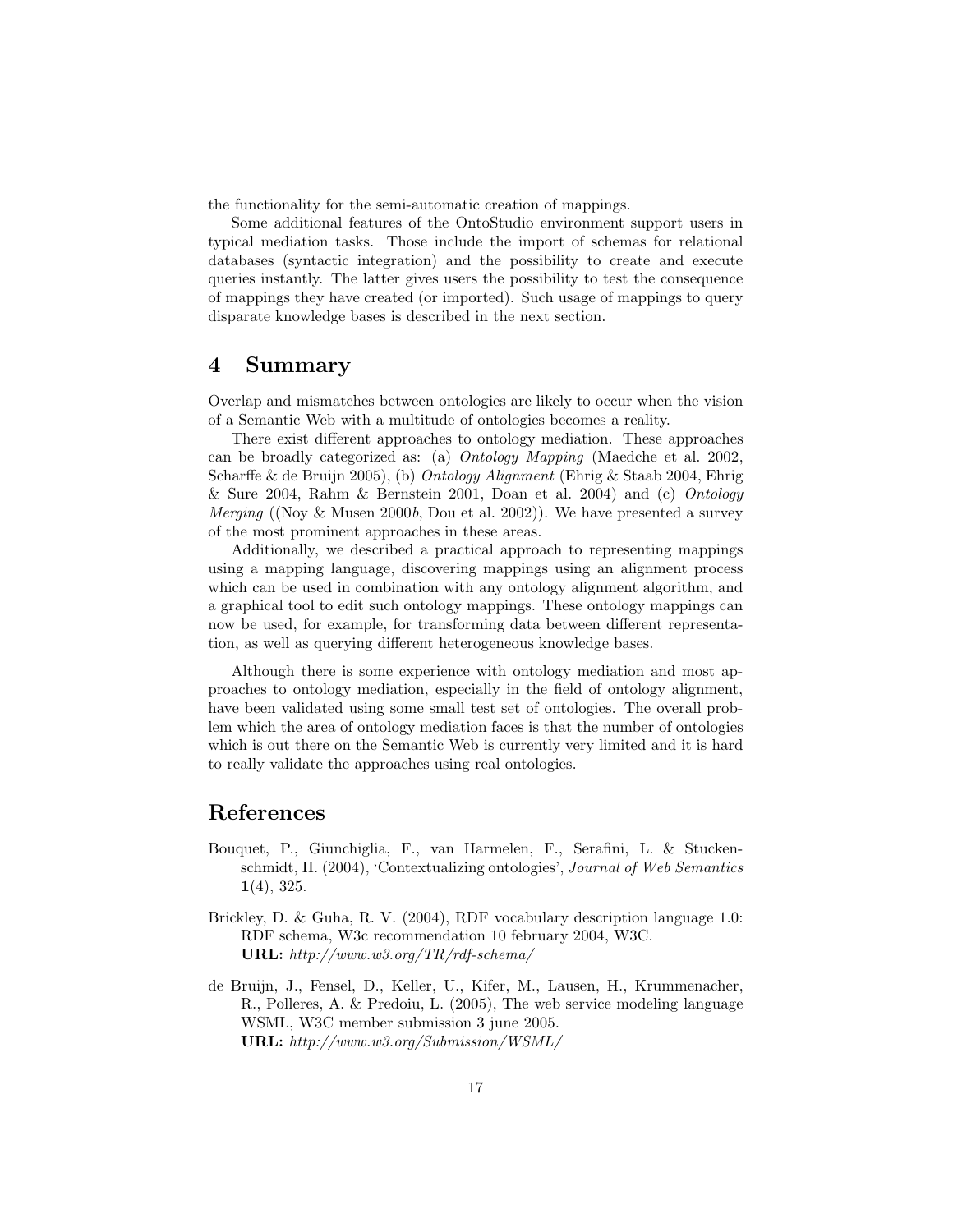the functionality for the semi-automatic creation of mappings.

Some additional features of the OntoStudio environment support users in typical mediation tasks. Those include the import of schemas for relational databases (syntactic integration) and the possibility to create and execute queries instantly. The latter gives users the possibility to test the consequence of mappings they have created (or imported). Such usage of mappings to query disparate knowledge bases is described in the next section.

## 4 Summary

Overlap and mismatches between ontologies are likely to occur when the vision of a Semantic Web with a multitude of ontologies becomes a reality.

There exist different approaches to ontology mediation. These approaches can be broadly categorized as: (a) *Ontology Mapping* (Maedche et al. 2002, Scharffe & de Bruijn 2005), (b) *Ontology Alignment* (Ehrig & Staab 2004, Ehrig & Sure 2004, Rahm & Bernstein 2001, Doan et al. 2004) and (c) *Ontology Merging* ((Noy & Musen 2000*b*, Dou et al. 2002)). We have presented a survey of the most prominent approaches in these areas.

Additionally, we described a practical approach to representing mappings using a mapping language, discovering mappings using an alignment process which can be used in combination with any ontology alignment algorithm, and a graphical tool to edit such ontology mappings. These ontology mappings can now be used, for example, for transforming data between different representation, as well as querying different heterogeneous knowledge bases.

Although there is some experience with ontology mediation and most approaches to ontology mediation, especially in the field of ontology alignment, have been validated using some small test set of ontologies. The overall problem which the area of ontology mediation faces is that the number of ontologies which is out there on the Semantic Web is currently very limited and it is hard to really validate the approaches using real ontologies.

## References

Bouquet, P., Giunchiglia, F., van Harmelen, F., Serafini, L. & Stuckenschmidt, H. (2004), 'Contextualizing ontologies', *Journal of Web Semantics* **1**(4), 325.

Brickley, D. & Guha, R. V. (2004), RDF vocabulary description language 1.0: RDF schema, W3c recommendation 10 february 2004, W3C.
**URL:** *http://www.w3.org/TR/rdf-schema/*

de Bruijn, J., Fensel, D., Keller, U., Kifer, M., Lausen, H., Krummenacher, R., Polleres, A. & Predoiu, L. (2005), The web service modeling language WSML, W3C member submission 3 june 2005.
**URL:** *http://www.w3.org/Submission/WSML/*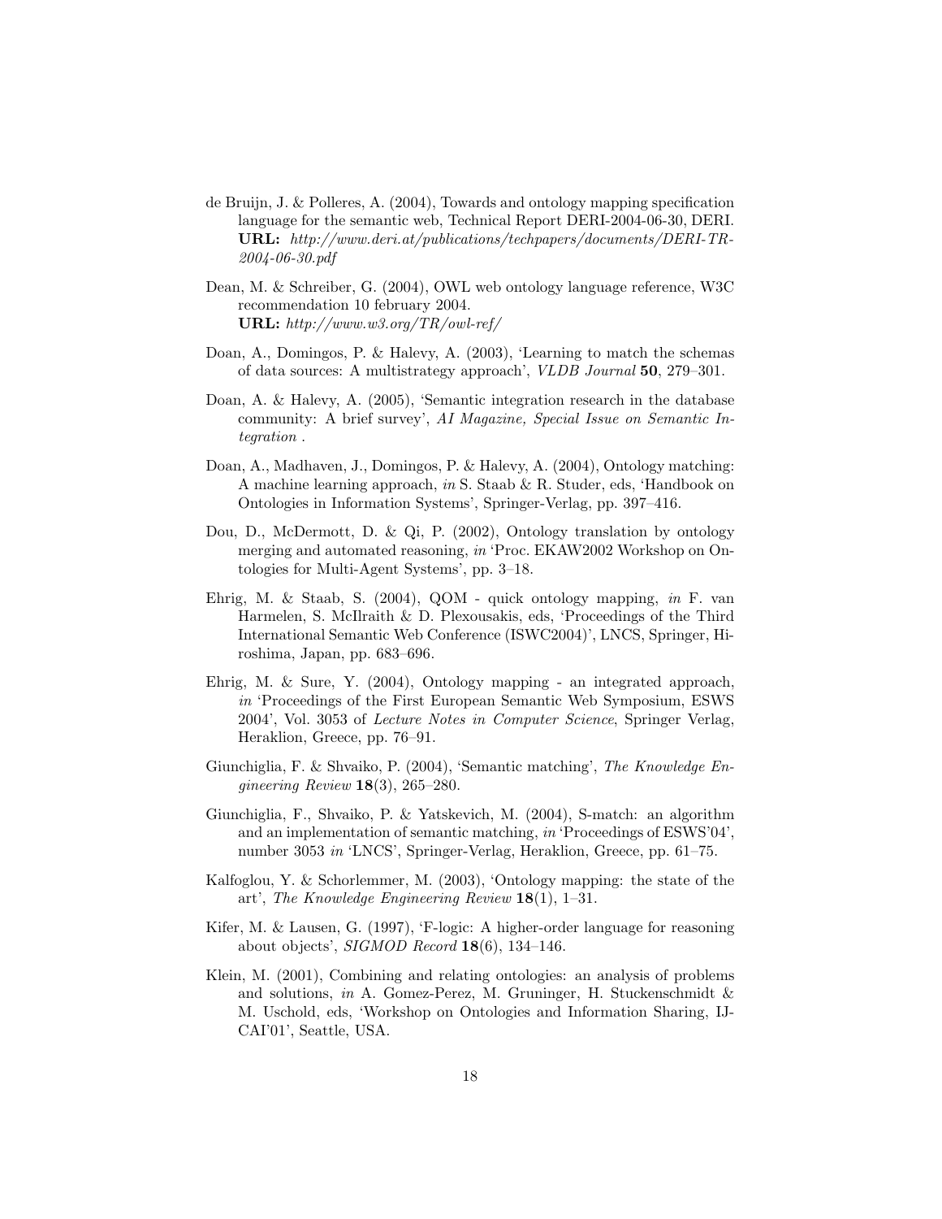de Bruijn, J. & Polleres, A. (2004), Towards and ontology mapping specification language for the semantic web, Technical Report DERI-2004-06-30, DERI.
**URL:** *http://www.deri.at/publications/techpapers/documents/DERI-TR-2004-06-30.pdf*

Dean, M. & Schreiber, G. (2004), OWL web ontology language reference, W3C recommendation 10 february 2004.
**URL:** *http://www.w3.org/TR/owl-ref/*

Doan, A., Domingos, P. & Halevy, A. (2003), 'Learning to match the schemas of data sources: A multistrategy approach', *VLDB Journal* **50**, 279–301.

Doan, A. & Halevy, A. (2005), 'Semantic integration research in the database community: A brief survey', *AI Magazine, Special Issue on Semantic Integration* .

Doan, A., Madhaven, J., Domingos, P. & Halevy, A. (2004), Ontology matching: A machine learning approach, *in* S. Staab & R. Studer, eds, 'Handbook on Ontologies in Information Systems', Springer-Verlag, pp. 397–416.

Dou, D., McDermott, D. & Qi, P. (2002), Ontology translation by ontology merging and automated reasoning, *in* 'Proc. EKAW2002 Workshop on Ontologies for Multi-Agent Systems', pp. 3–18.

Ehrig, M. & Staab, S. (2004), QOM - quick ontology mapping, *in* F. van Harmelen, S. McIlraith & D. Plexousakis, eds, 'Proceedings of the Third International Semantic Web Conference (ISWC2004)', LNCS, Springer, Hiroshima, Japan, pp. 683–696.

Ehrig, M. & Sure, Y. (2004), Ontology mapping - an integrated approach, *in* 'Proceedings of the First European Semantic Web Symposium, ESWS 2004', Vol. 3053 of *Lecture Notes in Computer Science*, Springer Verlag, Heraklion, Greece, pp. 76–91.

Giunchiglia, F. & Shvaiko, P. (2004), 'Semantic matching', *The Knowledge Engineering Review* **18**(3), 265–280.

Giunchiglia, F., Shvaiko, P. & Yatskevich, M. (2004), S-match: an algorithm and an implementation of semantic matching, *in* 'Proceedings of ESWS'04', number 3053 *in* 'LNCS', Springer-Verlag, Heraklion, Greece, pp. 61–75.

Kalfoglou, Y. & Schorlemmer, M. (2003), 'Ontology mapping: the state of the art', *The Knowledge Engineering Review* **18**(1), 1–31.

Kifer, M. & Lausen, G. (1997), 'F-logic: A higher-order language for reasoning about objects', *SIGMOD Record* **18**(6), 134–146.

Klein, M. (2001), Combining and relating ontologies: an analysis of problems and solutions, *in* A. Gomez-Perez, M. Gruninger, H. Stuckenschmidt & M. Uschold, eds, 'Workshop on Ontologies and Information Sharing, IJCAI'01', Seattle, USA.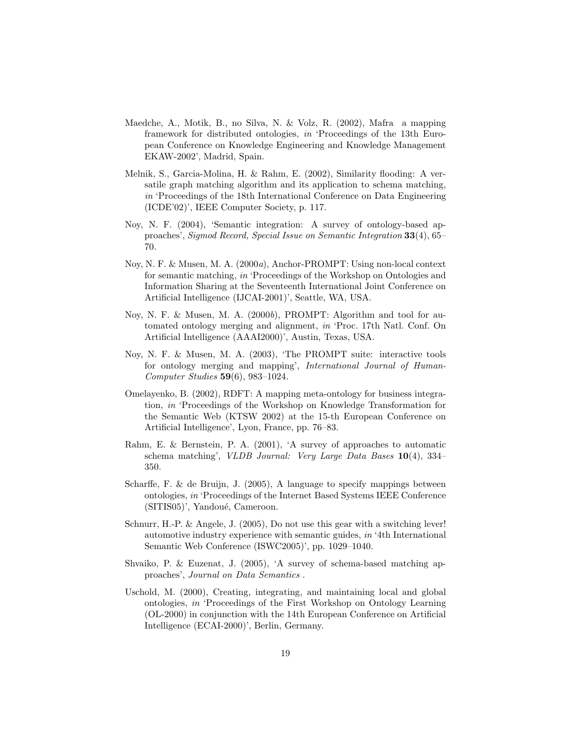Maedche, A., Motik, B., no Silva, N. & Volz, R. (2002), Mafra a mapping framework for distributed ontologies, *in* 'Proceedings of the 13th European Conference on Knowledge Engineering and Knowledge Management EKAW-2002', Madrid, Spain.

Melnik, S., Garcia-Molina, H. & Rahm, E. (2002), Similarity flooding: A versatile graph matching algorithm and its application to schema matching, *in* 'Proceedings of the 18th International Conference on Data Engineering (ICDE'02)', IEEE Computer Society, p. 117.

Noy, N. F. (2004), 'Semantic integration: A survey of ontology-based approaches', *Sigmod Record, Special Issue on Semantic Integration* **33**(4), 65–70.

Noy, N. F. & Musen, M. A. (2000*a*), Anchor-PROMPT: Using non-local context for semantic matching, *in* 'Proceedings of the Workshop on Ontologies and Information Sharing at the Seventeenth International Joint Conference on Artificial Intelligence (IJCAI-2001)', Seattle, WA, USA.

Noy, N. F. & Musen, M. A. (2000*b*), PROMPT: Algorithm and tool for automated ontology merging and alignment, *in* 'Proc. 17th Natl. Conf. On Artificial Intelligence (AAAI2000)', Austin, Texas, USA.

Noy, N. F. & Musen, M. A. (2003), 'The PROMPT suite: interactive tools for ontology merging and mapping', *International Journal of Human-Computer Studies* **59**(6), 983–1024.

Omelayenko, B. (2002), RDFT: A mapping meta-ontology for business integration, *in* 'Proceedings of the Workshop on Knowledge Transformation for the Semantic Web (KTSW 2002) at the 15-th European Conference on Artificial Intelligence', Lyon, France, pp. 76–83.

Rahm, E. & Bernstein, P. A. (2001), 'A survey of approaches to automatic schema matching', *VLDB Journal: Very Large Data Bases* **10**(4), 334–350.

Scharffe, F. & de Bruijn, J. (2005), A language to specify mappings between ontologies, *in* 'Proceedings of the Internet Based Systems IEEE Conference (SITIS05)', Yandoué, Cameroon.

Schnurr, H.-P. & Angele, J. (2005), Do not use this gear with a switching lever! automotive industry experience with semantic guides, *in* '4th International Semantic Web Conference (ISWC2005)', pp. 1029–1040.

Shvaiko, P. & Euzenat, J. (2005), 'A survey of schema-based matching approaches', *Journal on Data Semantics* .

Uschold, M. (2000), Creating, integrating, and maintaining local and global ontologies, *in* 'Proceedings of the First Workshop on Ontology Learning (OL-2000) in conjunction with the 14th European Conference on Artificial Intelligence (ECAI-2000)', Berlin, Germany.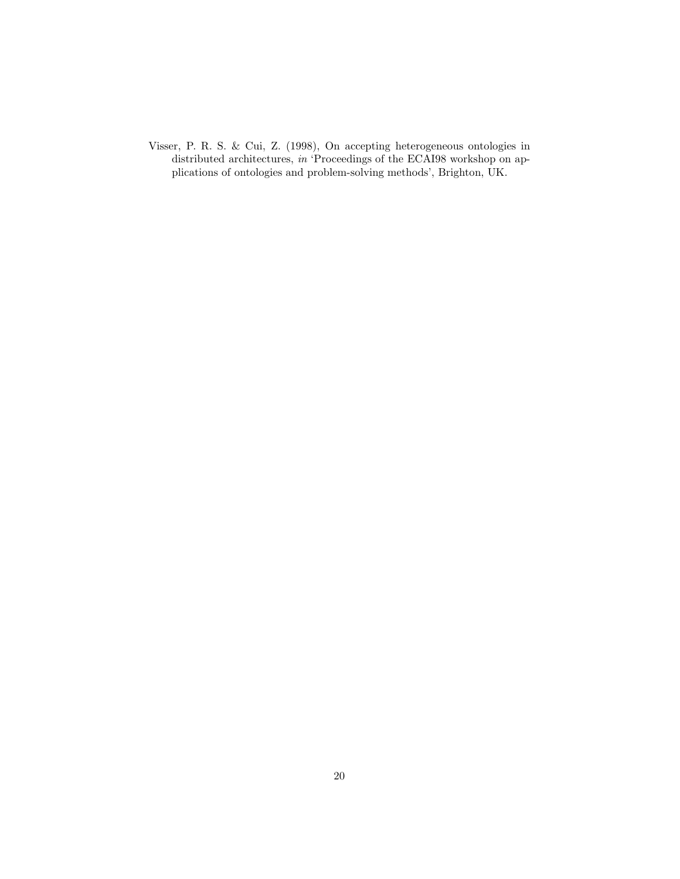Visser, P. R. S. & Cui, Z. (1998), On accepting heterogeneous ontologies in distributed architectures, *in* 'Proceedings of the ECAI98 workshop on applications of ontologies and problem-solving methods', Brighton, UK.